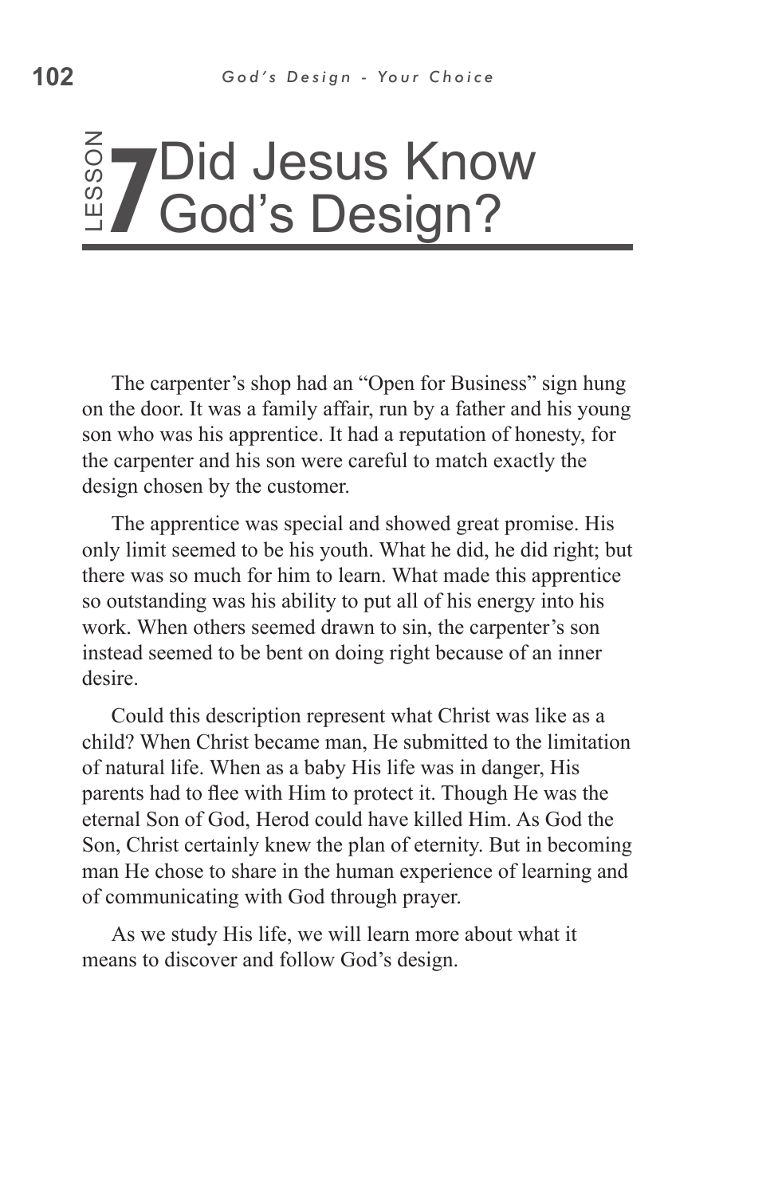# LESSON 7 Did Jesus Know God's Design?

The carpenter's shop had an "Open for Business" sign hung on the door. It was a family affair, run by a father and his young son who was his apprentice. It had a reputation of honesty, for the carpenter and his son were careful to match exactly the design chosen by the customer.

The apprentice was special and showed great promise. His only limit seemed to be his youth. What he did, he did right; but there was so much for him to learn. What made this apprentice so outstanding was his ability to put all of his energy into his work. When others seemed drawn to sin, the carpenter's son instead seemed to be bent on doing right because of an inner desire.

Could this description represent what Christ was like as a child? When Christ became man, He submitted to the limitation of natural life. When as a baby His life was in danger, His parents had to flee with Him to protect it. Though He was the eternal Son of God, Herod could have killed Him. As God the Son, Christ certainly knew the plan of eternity. But in becoming man He chose to share in the human experience of learning and of communicating with God through prayer.

As we study His life, we will learn more about what it means to discover and follow God's design.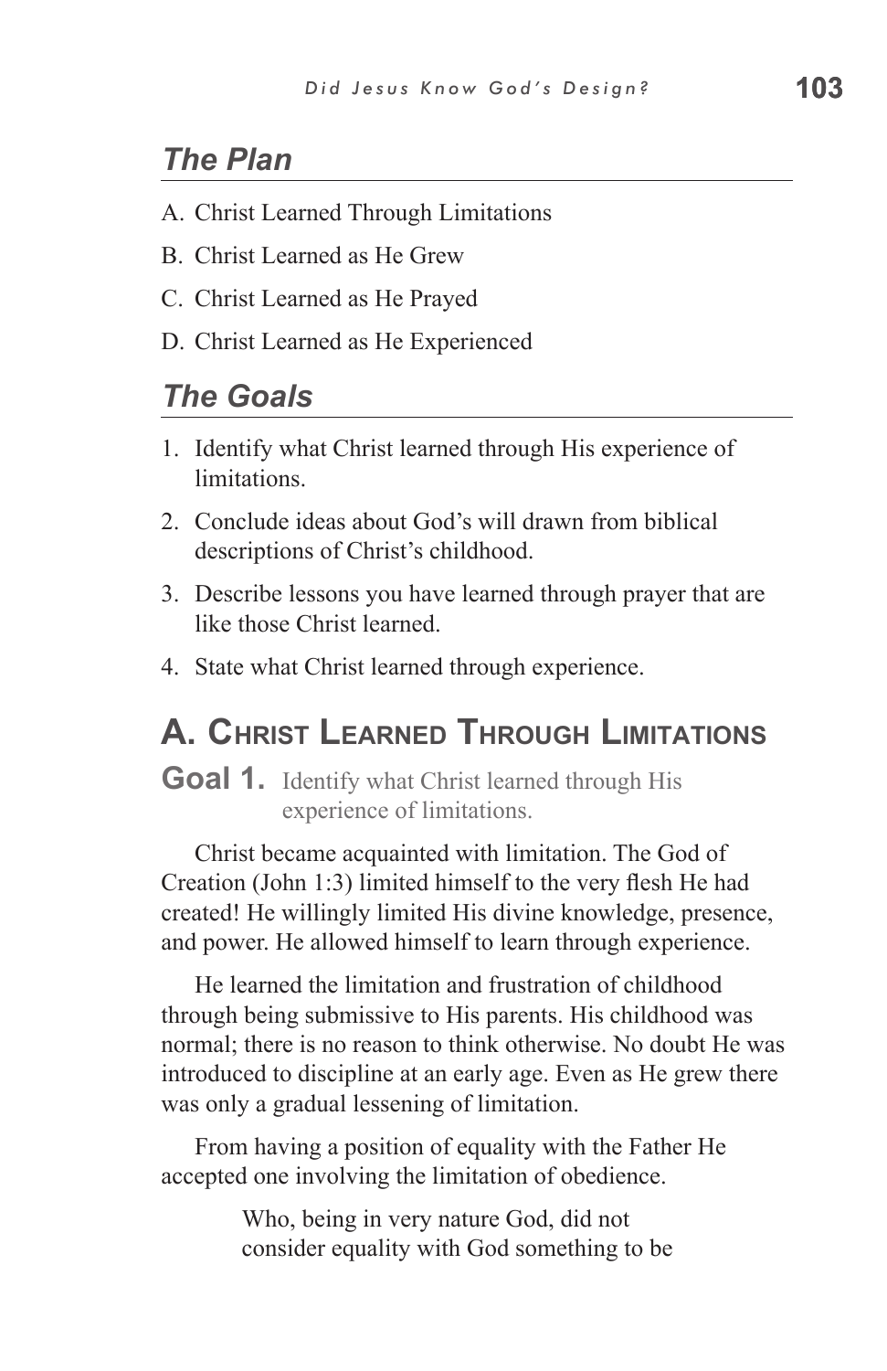## *The Plan*

A. Christ Learned Through Limitations

B. Christ Learned as He Grew

C. Christ Learned as He Prayed

D. Christ Learned as He Experienced

## *The Goals*

1. Identify what Christ learned through His experience of limitations.
2. Conclude ideas about God's will drawn from biblical descriptions of Christ's childhood.
3. Describe lessons you have learned through prayer that are like those Christ learned.
4. State what Christ learned through experience.

## A. Christ Learned Through Limitations

**Goal 1.** Identify what Christ learned through His experience of limitations.

Christ became acquainted with limitation. The God of Creation (John 1:3) limited himself to the very flesh He had created! He willingly limited His divine knowledge, presence, and power. He allowed himself to learn through experience.

He learned the limitation and frustration of childhood through being submissive to His parents. His childhood was normal; there is no reason to think otherwise. No doubt He was introduced to discipline at an early age. Even as He grew there was only a gradual lessening of limitation.

From having a position of equality with the Father He accepted one involving the limitation of obedience.

> Who, being in very nature God, did not consider equality with God something to be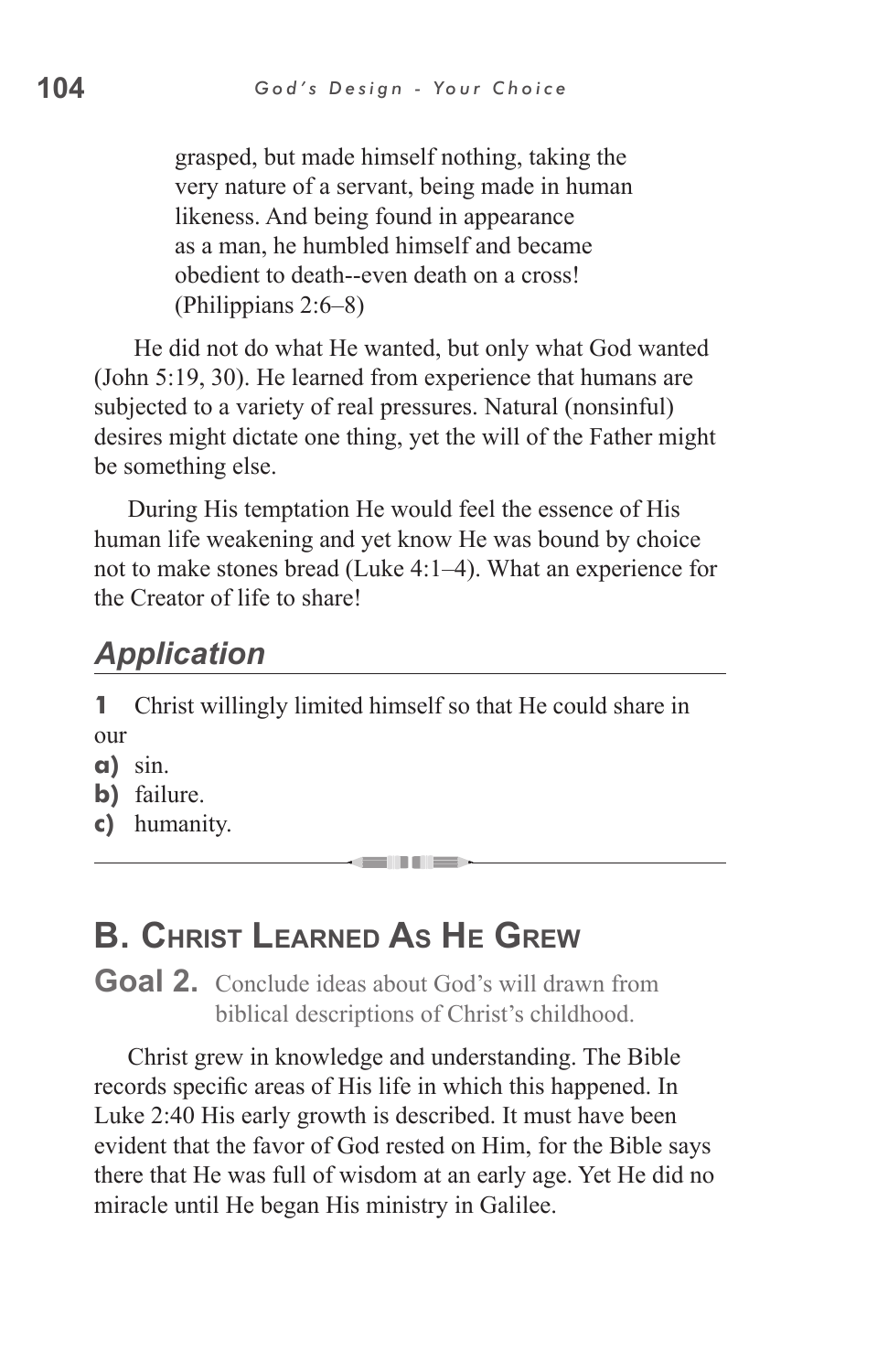> grasped, but made himself nothing, taking the very nature of a servant, being made in human likeness. And being found in appearance as a man, he humbled himself and became obedient to death--even death on a cross! (Philippians 2:6–8)

He did not do what He wanted, but only what God wanted (John 5:19, 30). He learned from experience that humans are subjected to a variety of real pressures. Natural (nonsinful) desires might dictate one thing, yet the will of the Father might be something else.

During His temptation He would feel the essence of His human life weakening and yet know He was bound by choice not to make stones bread (Luke 4:1–4). What an experience for the Creator of life to share!

## *Application*

**1** Christ willingly limited himself so that He could share in our

**a)** sin.
**b)** failure.
**c)** humanity.

---

## B. Christ Learned As He Grew

**Goal 2.** Conclude ideas about God's will drawn from biblical descriptions of Christ's childhood.

Christ grew in knowledge and understanding. The Bible records specific areas of His life in which this happened. In Luke 2:40 His early growth is described. It must have been evident that the favor of God rested on Him, for the Bible says there that He was full of wisdom at an early age. Yet He did no miracle until He began His ministry in Galilee.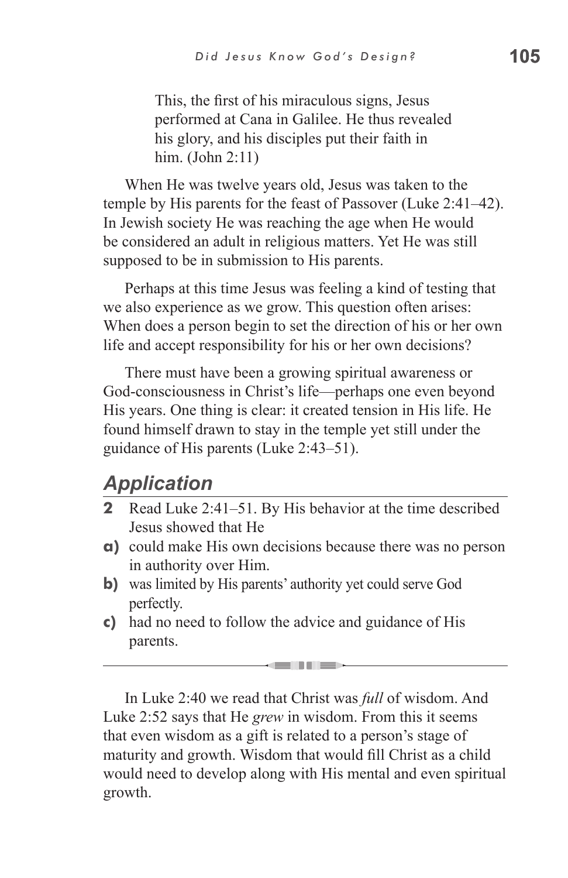> This, the first of his miraculous signs, Jesus performed at Cana in Galilee. He thus revealed his glory, and his disciples put their faith in him. (John 2:11)

When He was twelve years old, Jesus was taken to the temple by His parents for the feast of Passover (Luke 2:41–42). In Jewish society He was reaching the age when He would be considered an adult in religious matters. Yet He was still supposed to be in submission to His parents.

Perhaps at this time Jesus was feeling a kind of testing that we also experience as we grow. This question often arises: When does a person begin to set the direction of his or her own life and accept responsibility for his or her own decisions?

There must have been a growing spiritual awareness or God-consciousness in Christ's life—perhaps one even beyond His years. One thing is clear: it created tension in His life. He found himself drawn to stay in the temple yet still under the guidance of His parents (Luke 2:43–51).

## *Application*

**2** Read Luke 2:41–51. By His behavior at the time described Jesus showed that He

**a)** could make His own decisions because there was no person in authority over Him.

**b)** was limited by His parents' authority yet could serve God perfectly.

**c)** had no need to follow the advice and guidance of His parents.

---

In Luke 2:40 we read that Christ was *full* of wisdom. And Luke 2:52 says that He *grew* in wisdom. From this it seems that even wisdom as a gift is related to a person's stage of maturity and growth. Wisdom that would fill Christ as a child would need to develop along with His mental and even spiritual growth.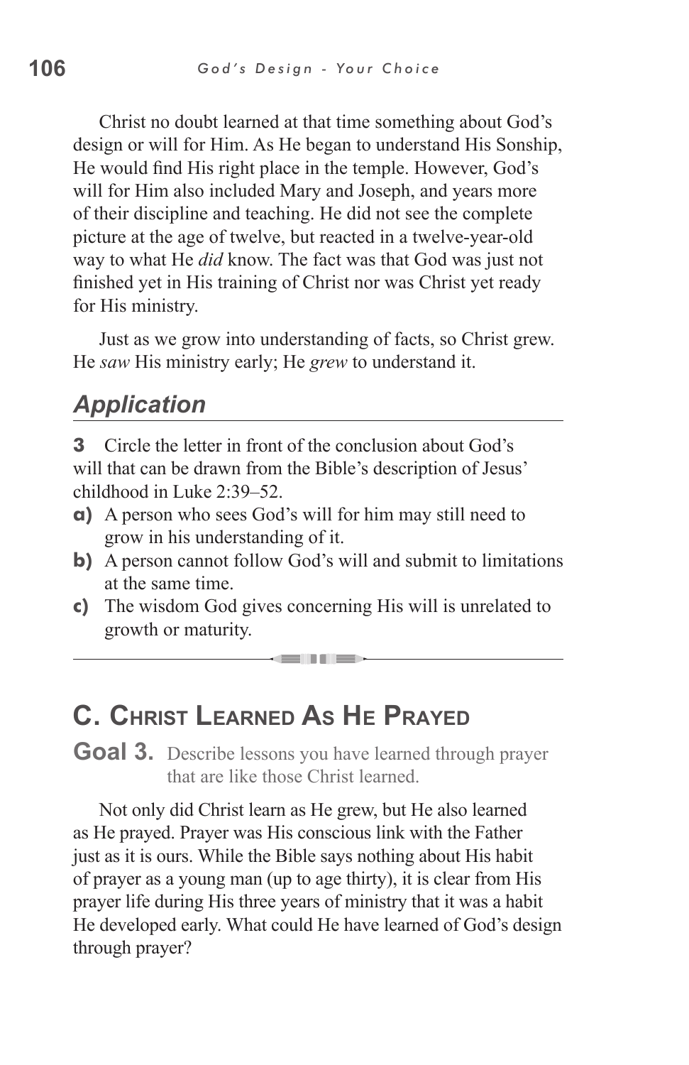Christ no doubt learned at that time something about God's design or will for Him. As He began to understand His Sonship, He would find His right place in the temple. However, God's will for Him also included Mary and Joseph, and years more of their discipline and teaching. He did not see the complete picture at the age of twelve, but reacted in a twelve-year-old way to what He *did* know. The fact was that God was just not finished yet in His training of Christ nor was Christ yet ready for His ministry.

Just as we grow into understanding of facts, so Christ grew. He *saw* His ministry early; He *grew* to understand it.

## *Application*

**3** Circle the letter in front of the conclusion about God's will that can be drawn from the Bible's description of Jesus' childhood in Luke 2:39–52.

**a)** A person who sees God's will for him may still need to grow in his understanding of it.

**b)** A person cannot follow God's will and submit to limitations at the same time.

**c)** The wisdom God gives concerning His will is unrelated to growth or maturity.

---

## C. Christ Learned As He Prayed

**Goal 3.** Describe lessons you have learned through prayer that are like those Christ learned.

Not only did Christ learn as He grew, but He also learned as He prayed. Prayer was His conscious link with the Father just as it is ours. While the Bible says nothing about His habit of prayer as a young man (up to age thirty), it is clear from His prayer life during His three years of ministry that it was a habit He developed early. What could He have learned of God's design through prayer?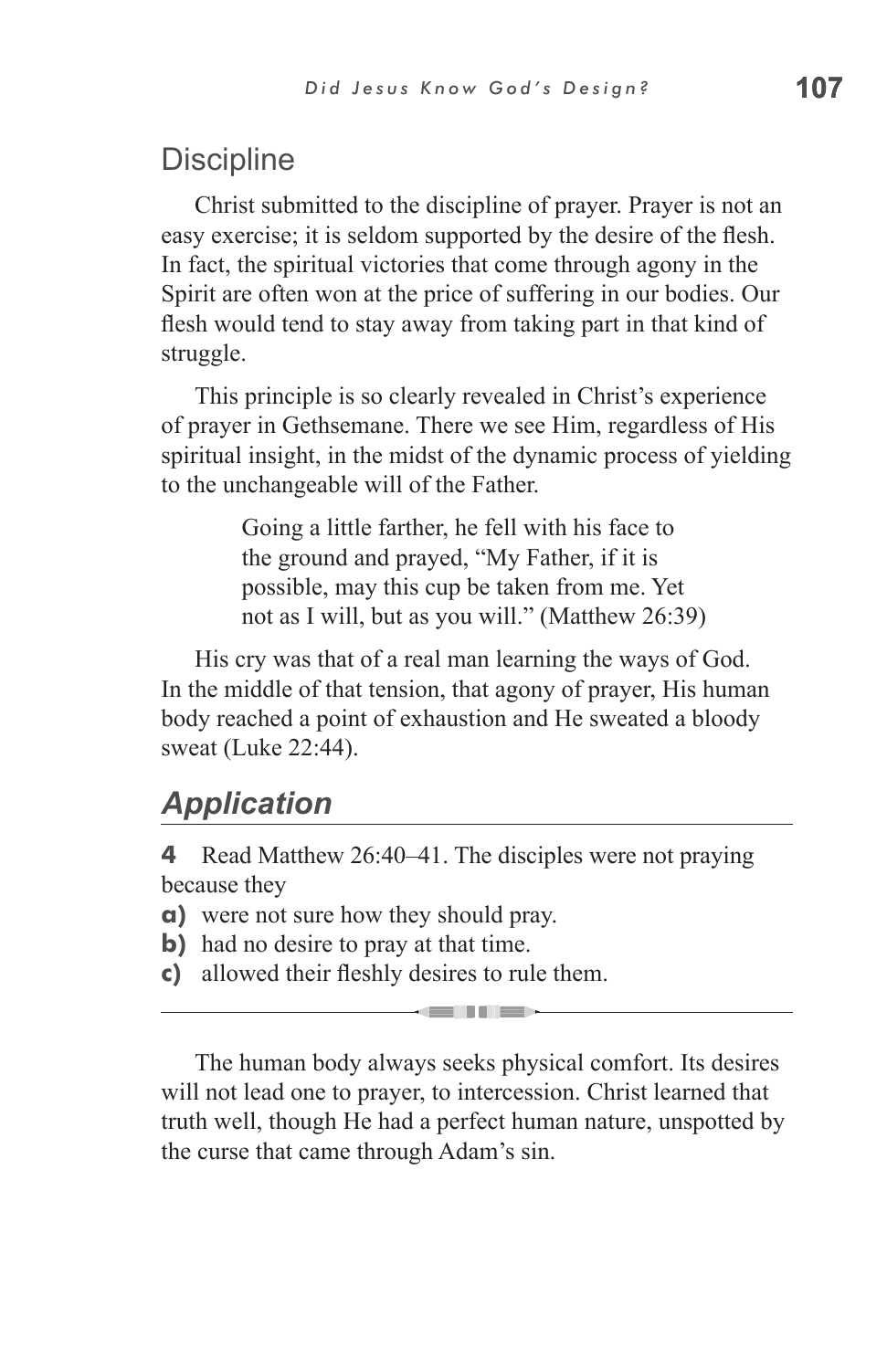## Discipline

Christ submitted to the discipline of prayer. Prayer is not an easy exercise; it is seldom supported by the desire of the flesh. In fact, the spiritual victories that come through agony in the Spirit are often won at the price of suffering in our bodies. Our flesh would tend to stay away from taking part in that kind of struggle.

This principle is so clearly revealed in Christ's experience of prayer in Gethsemane. There we see Him, regardless of His spiritual insight, in the midst of the dynamic process of yielding to the unchangeable will of the Father.

> Going a little farther, he fell with his face to the ground and prayed, "My Father, if it is possible, may this cup be taken from me. Yet not as I will, but as you will." (Matthew 26:39)

His cry was that of a real man learning the ways of God. In the middle of that tension, that agony of prayer, His human body reached a point of exhaustion and He sweated a bloody sweat (Luke 22:44).

## *Application*

**4** Read Matthew 26:40–41. The disciples were not praying because they

**a)** were not sure how they should pray.
**b)** had no desire to pray at that time.
**c)** allowed their fleshly desires to rule them.

---

The human body always seeks physical comfort. Its desires will not lead one to prayer, to intercession. Christ learned that truth well, though He had a perfect human nature, unspotted by the curse that came through Adam's sin.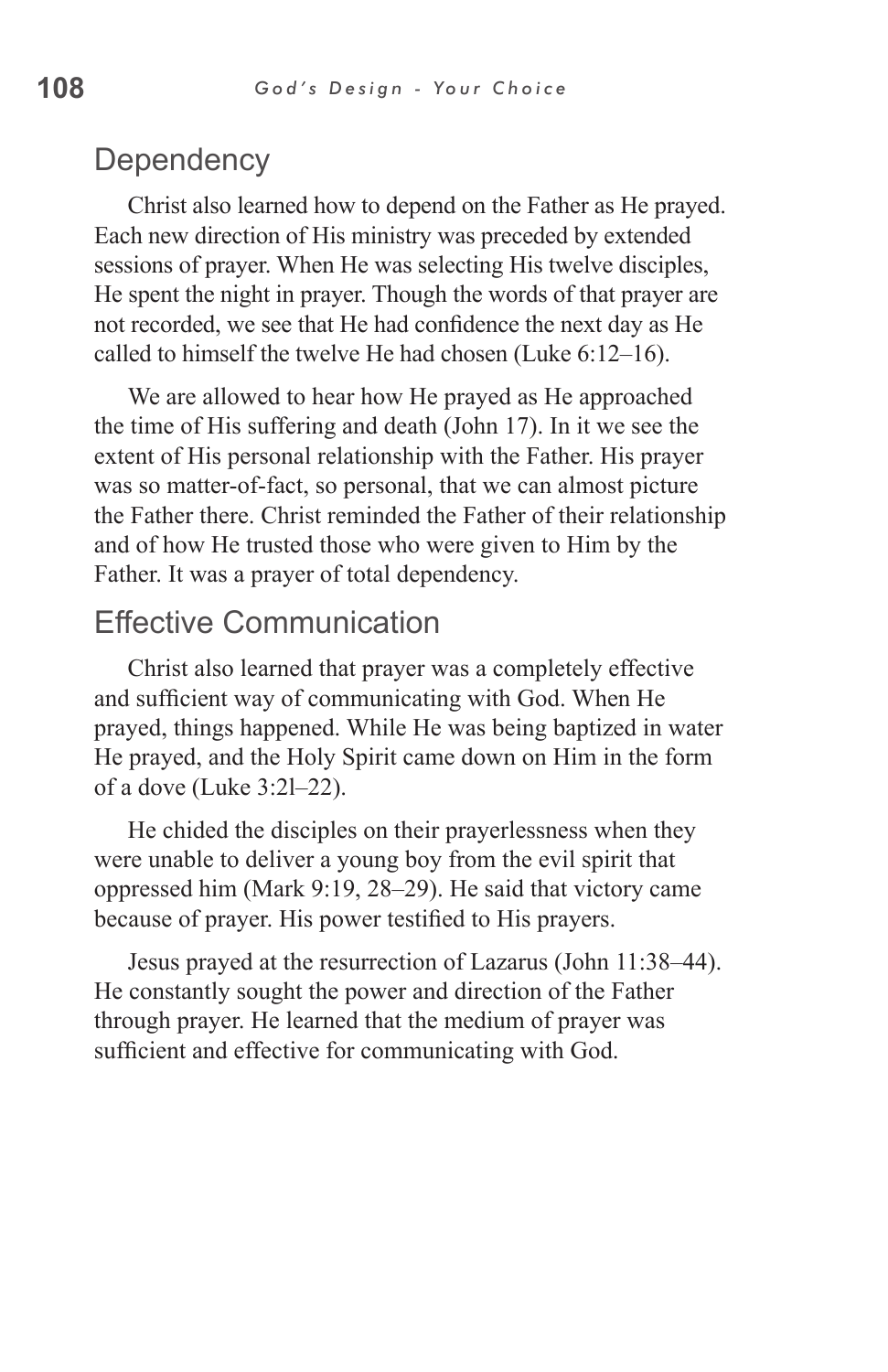## Dependency

Christ also learned how to depend on the Father as He prayed. Each new direction of His ministry was preceded by extended sessions of prayer. When He was selecting His twelve disciples, He spent the night in prayer. Though the words of that prayer are not recorded, we see that He had confidence the next day as He called to himself the twelve He had chosen (Luke 6:12–16).

We are allowed to hear how He prayed as He approached the time of His suffering and death (John 17). In it we see the extent of His personal relationship with the Father. His prayer was so matter-of-fact, so personal, that we can almost picture the Father there. Christ reminded the Father of their relationship and of how He trusted those who were given to Him by the Father. It was a prayer of total dependency.

## Effective Communication

Christ also learned that prayer was a completely effective and sufficient way of communicating with God. When He prayed, things happened. While He was being baptized in water He prayed, and the Holy Spirit came down on Him in the form of a dove (Luke 3:2l–22).

He chided the disciples on their prayerlessness when they were unable to deliver a young boy from the evil spirit that oppressed him (Mark 9:19, 28–29). He said that victory came because of prayer. His power testified to His prayers.

Jesus prayed at the resurrection of Lazarus (John 11:38–44). He constantly sought the power and direction of the Father through prayer. He learned that the medium of prayer was sufficient and effective for communicating with God.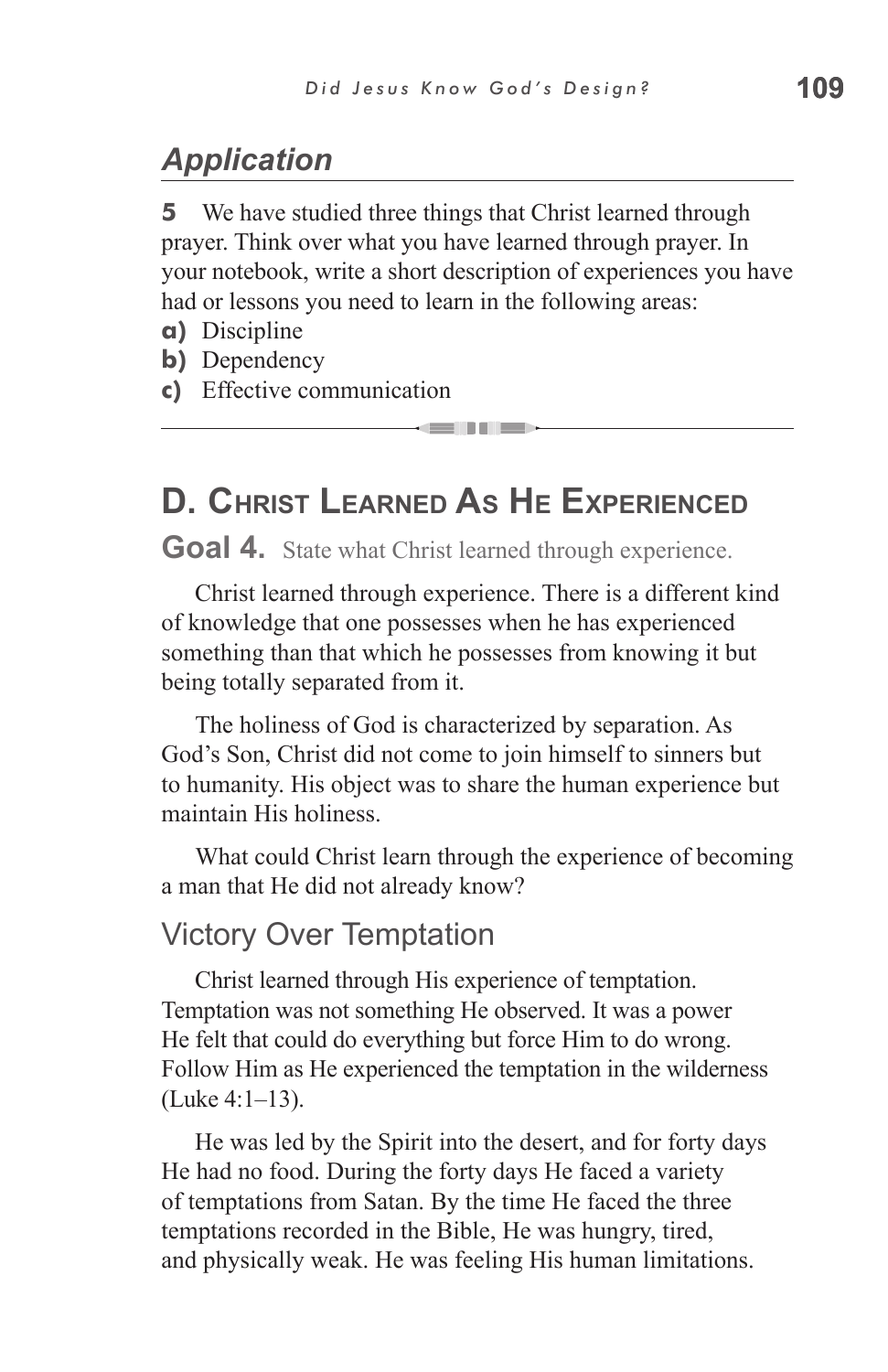## *Application*

**5** We have studied three things that Christ learned through prayer. Think over what you have learned through prayer. In your notebook, write a short description of experiences you have had or lessons you need to learn in the following areas:

**a)** Discipline
**b)** Dependency
**c)** Effective communication

---

## D. Christ Learned As He Experienced

**Goal 4.** State what Christ learned through experience.

Christ learned through experience. There is a different kind of knowledge that one possesses when he has experienced something than that which he possesses from knowing it but being totally separated from it.

The holiness of God is characterized by separation. As God's Son, Christ did not come to join himself to sinners but to humanity. His object was to share the human experience but maintain His holiness.

What could Christ learn through the experience of becoming a man that He did not already know?

### Victory Over Temptation

Christ learned through His experience of temptation. Temptation was not something He observed. It was a power He felt that could do everything but force Him to do wrong. Follow Him as He experienced the temptation in the wilderness (Luke 4:1–13).

He was led by the Spirit into the desert, and for forty days He had no food. During the forty days He faced a variety of temptations from Satan. By the time He faced the three temptations recorded in the Bible, He was hungry, tired, and physically weak. He was feeling His human limitations.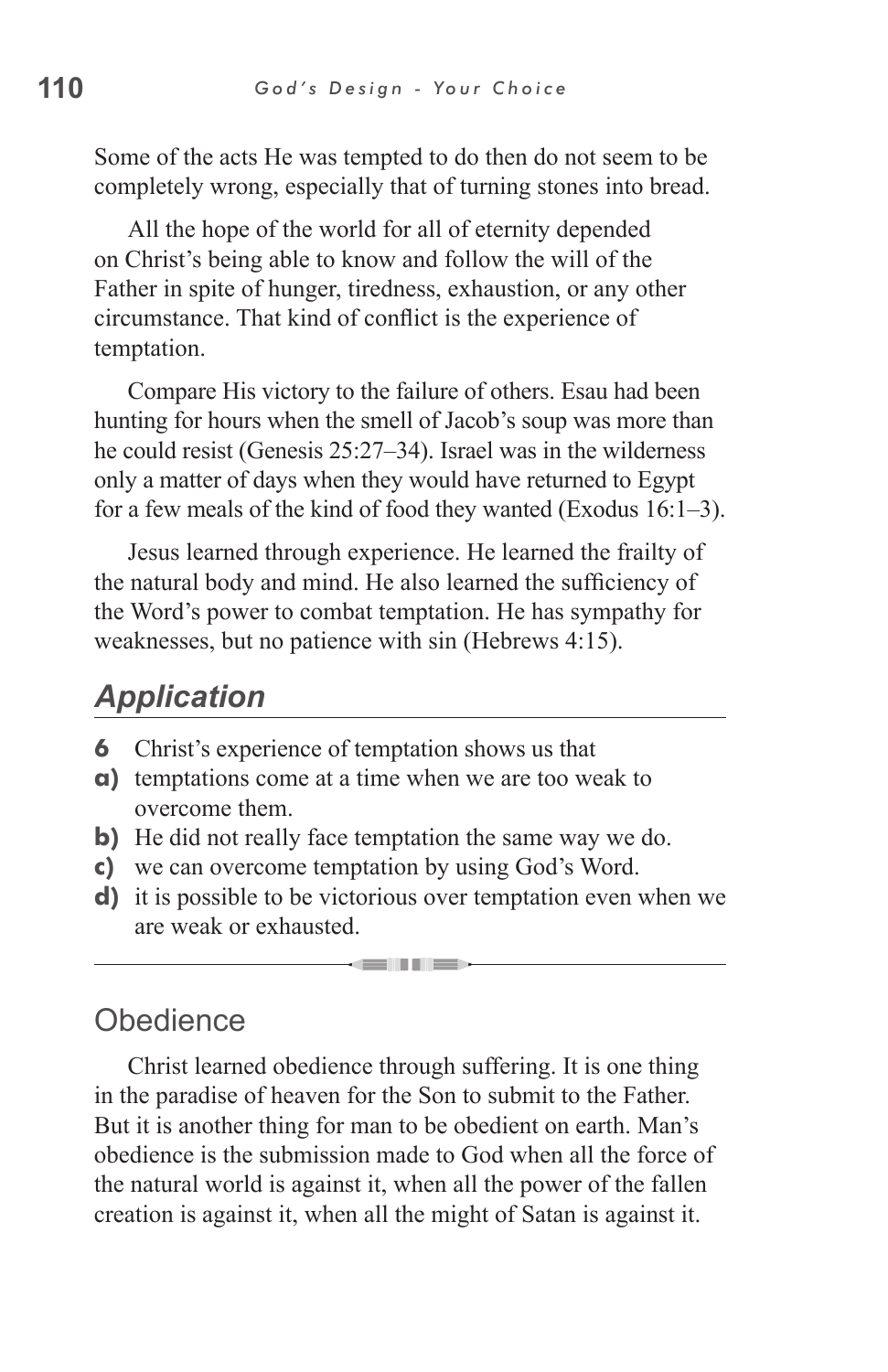Some of the acts He was tempted to do then do not seem to be completely wrong, especially that of turning stones into bread.

All the hope of the world for all of eternity depended on Christ's being able to know and follow the will of the Father in spite of hunger, tiredness, exhaustion, or any other circumstance. That kind of conflict is the experience of temptation.

Compare His victory to the failure of others. Esau had been hunting for hours when the smell of Jacob's soup was more than he could resist (Genesis 25:27–34). Israel was in the wilderness only a matter of days when they would have returned to Egypt for a few meals of the kind of food they wanted (Exodus 16:1–3).

Jesus learned through experience. He learned the frailty of the natural body and mind. He also learned the sufficiency of the Word's power to combat temptation. He has sympathy for weaknesses, but no patience with sin (Hebrews 4:15).

## *Application*

**6** Christ's experience of temptation shows us that

**a)** temptations come at a time when we are too weak to overcome them.

**b)** He did not really face temptation the same way we do.

**c)** we can overcome temptation by using God's Word.

**d)** it is possible to be victorious over temptation even when we are weak or exhausted.

---

## Obedience

Christ learned obedience through suffering. It is one thing in the paradise of heaven for the Son to submit to the Father. But it is another thing for man to be obedient on earth. Man's obedience is the submission made to God when all the force of the natural world is against it, when all the power of the fallen creation is against it, when all the might of Satan is against it.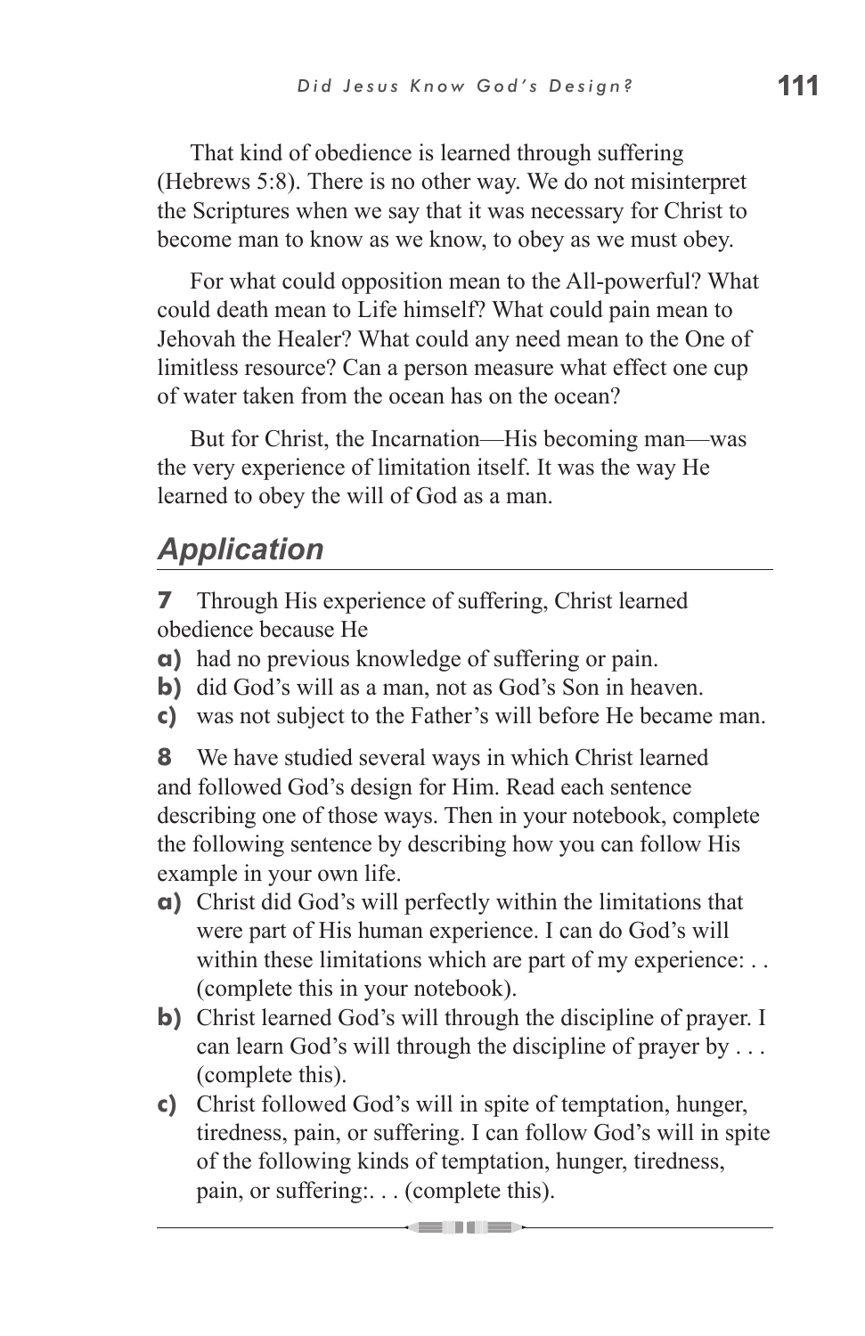That kind of obedience is learned through suffering (Hebrews 5:8). There is no other way. We do not misinterpret the Scriptures when we say that it was necessary for Christ to become man to know as we know, to obey as we must obey.

For what could opposition mean to the All-powerful? What could death mean to Life himself? What could pain mean to Jehovah the Healer? What could any need mean to the One of limitless resource? Can a person measure what effect one cup of water taken from the ocean has on the ocean?

But for Christ, the Incarnation—His becoming man—was the very experience of limitation itself. It was the way He learned to obey the will of God as a man.

## *Application*

**7** Through His experience of suffering, Christ learned obedience because He

**a)** had no previous knowledge of suffering or pain.
**b)** did God's will as a man, not as God's Son in heaven.
**c)** was not subject to the Father's will before He became man.

**8** We have studied several ways in which Christ learned and followed God's design for Him. Read each sentence describing one of those ways. Then in your notebook, complete the following sentence by describing how you can follow His example in your own life.

**a)** Christ did God's will perfectly within the limitations that were part of His human experience. I can do God's will within these limitations which are part of my experience: . . (complete this in your notebook).
**b)** Christ learned God's will through the discipline of prayer. I can learn God's will through the discipline of prayer by . . . (complete this).
**c)** Christ followed God's will in spite of temptation, hunger, tiredness, pain, or suffering. I can follow God's will in spite of the following kinds of temptation, hunger, tiredness, pain, or suffering:. . . (complete this).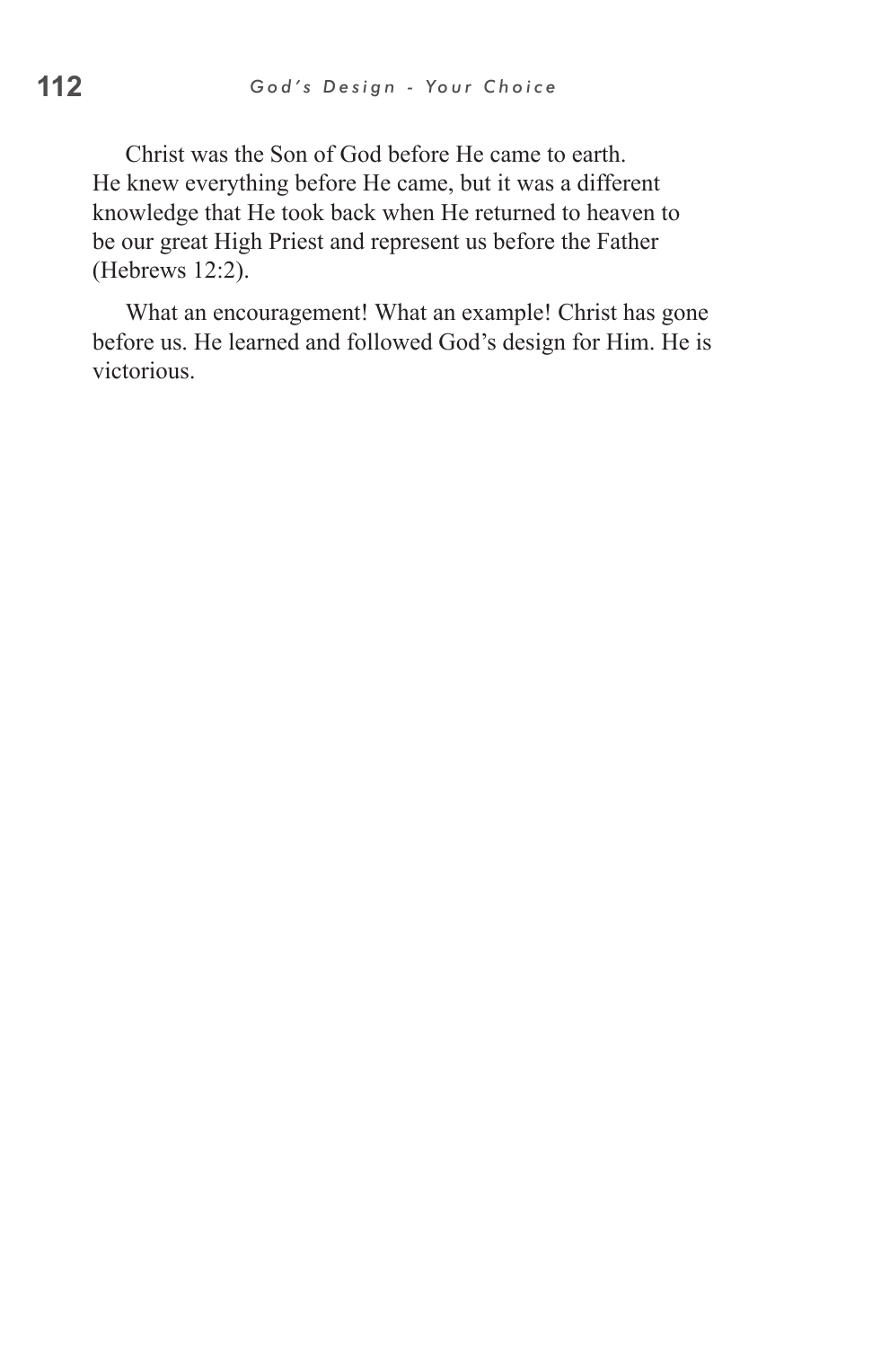Christ was the Son of God before He came to earth. He knew everything before He came, but it was a different knowledge that He took back when He returned to heaven to be our great High Priest and represent us before the Father (Hebrews 12:2).

What an encouragement! What an example! Christ has gone before us. He learned and followed God's design for Him. He is victorious.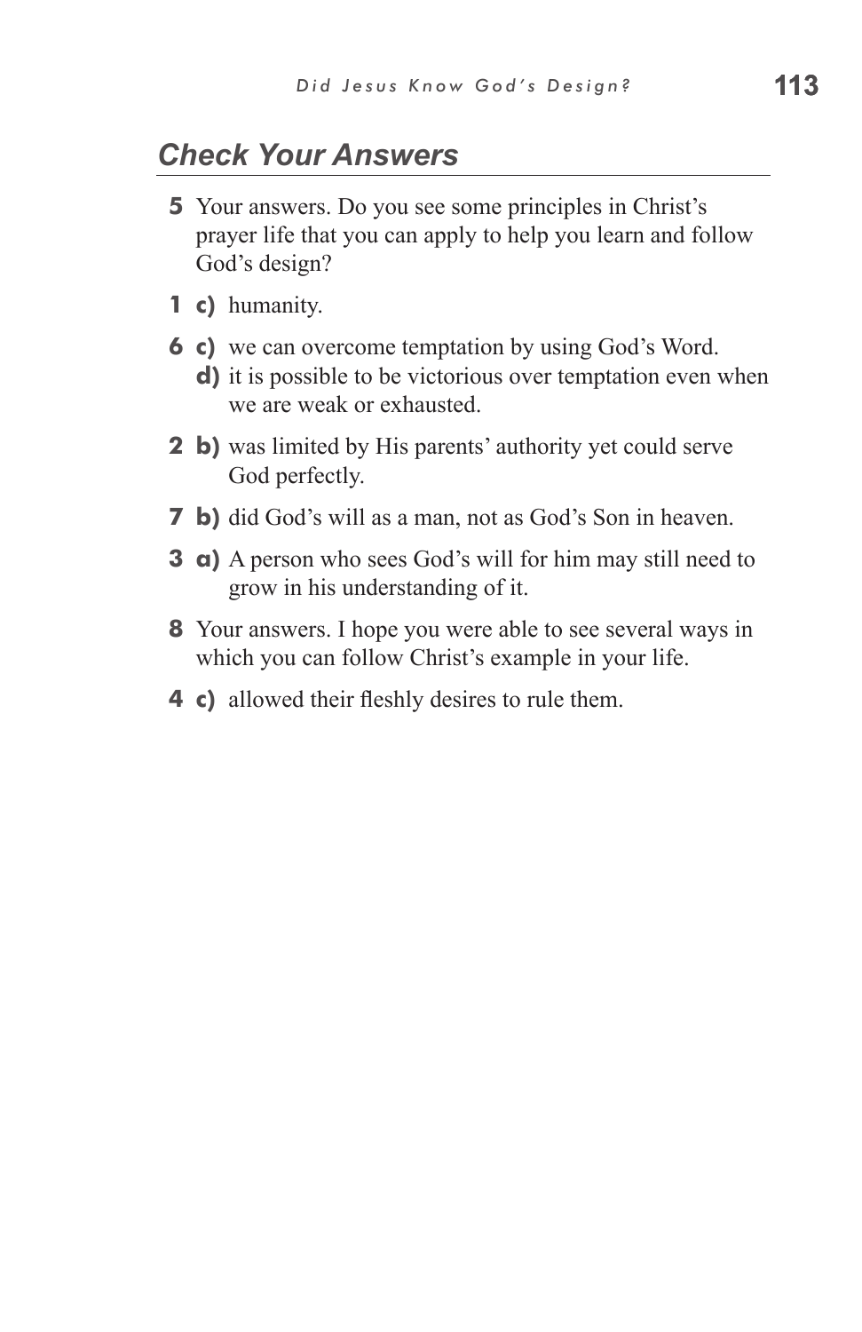## Check Your Answers

**5** Your answers. Do you see some principles in Christ's prayer life that you can apply to help you learn and follow God's design?

**1** **c)** humanity.

**6** **c)** we can overcome temptation by using God's Word.
**d)** it is possible to be victorious over temptation even when we are weak or exhausted.

**2** **b)** was limited by His parents' authority yet could serve God perfectly.

**7** **b)** did God's will as a man, not as God's Son in heaven.

**3** **a)** A person who sees God's will for him may still need to grow in his understanding of it.

**8** Your answers. I hope you were able to see several ways in which you can follow Christ's example in your life.

**4** **c)** allowed their fleshly desires to rule them.